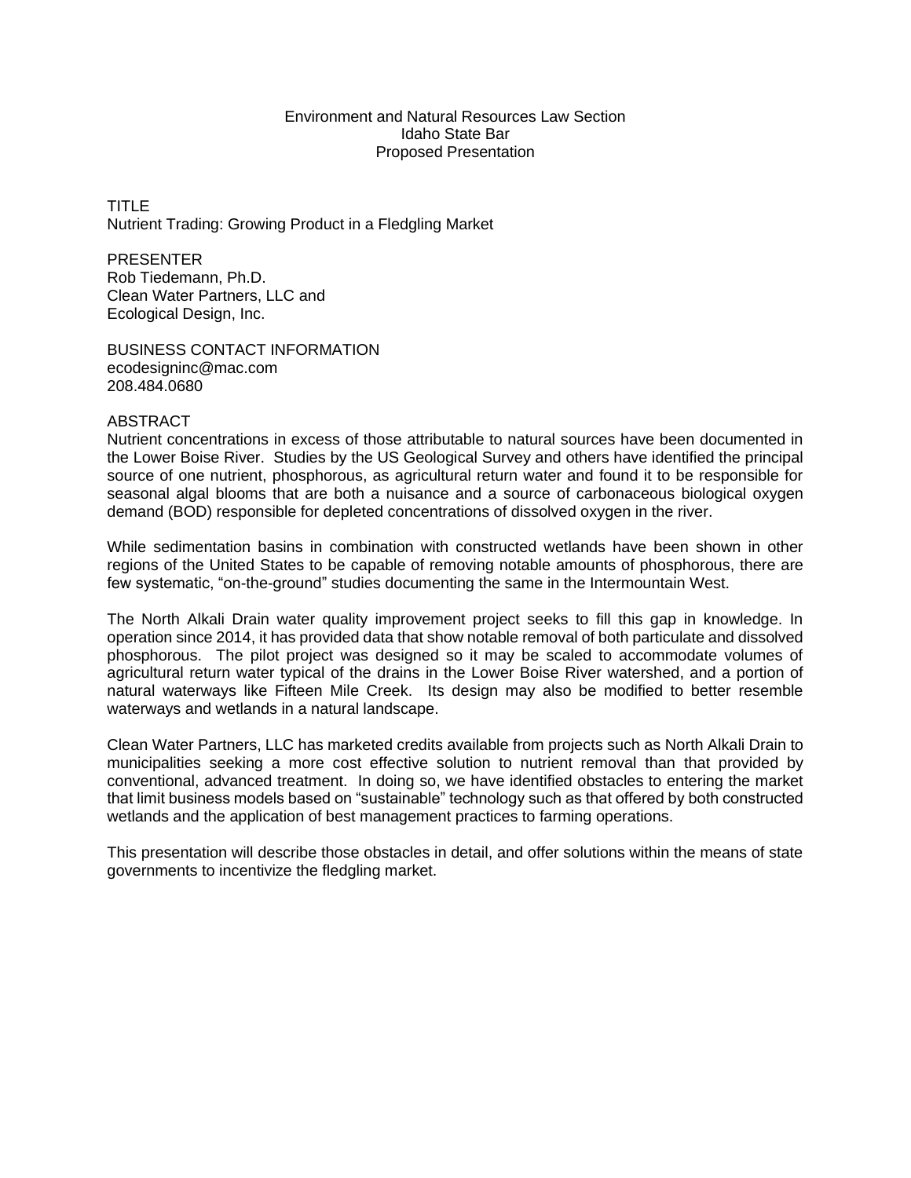Environment and Natural Resources Law Section
Idaho State Bar
Proposed Presentation

TITLE
Nutrient Trading: Growing Product in a Fledgling Market

PRESENTER
Rob Tiedemann, Ph.D.
Clean Water Partners, LLC and
Ecological Design, Inc.

BUSINESS CONTACT INFORMATION
ecodesigninc@mac.com
208.484.0680

ABSTRACT
Nutrient concentrations in excess of those attributable to natural sources have been documented in the Lower Boise River. Studies by the US Geological Survey and others have identified the principal source of one nutrient, phosphorous, as agricultural return water and found it to be responsible for seasonal algal blooms that are both a nuisance and a source of carbonaceous biological oxygen demand (BOD) responsible for depleted concentrations of dissolved oxygen in the river.

While sedimentation basins in combination with constructed wetlands have been shown in other regions of the United States to be capable of removing notable amounts of phosphorous, there are few systematic, "on-the-ground" studies documenting the same in the Intermountain West.

The North Alkali Drain water quality improvement project seeks to fill this gap in knowledge. In operation since 2014, it has provided data that show notable removal of both particulate and dissolved phosphorous. The pilot project was designed so it may be scaled to accommodate volumes of agricultural return water typical of the drains in the Lower Boise River watershed, and a portion of natural waterways like Fifteen Mile Creek. Its design may also be modified to better resemble waterways and wetlands in a natural landscape.

Clean Water Partners, LLC has marketed credits available from projects such as North Alkali Drain to municipalities seeking a more cost effective solution to nutrient removal than that provided by conventional, advanced treatment. In doing so, we have identified obstacles to entering the market that limit business models based on "sustainable" technology such as that offered by both constructed wetlands and the application of best management practices to farming operations.

This presentation will describe those obstacles in detail, and offer solutions within the means of state governments to incentivize the fledgling market.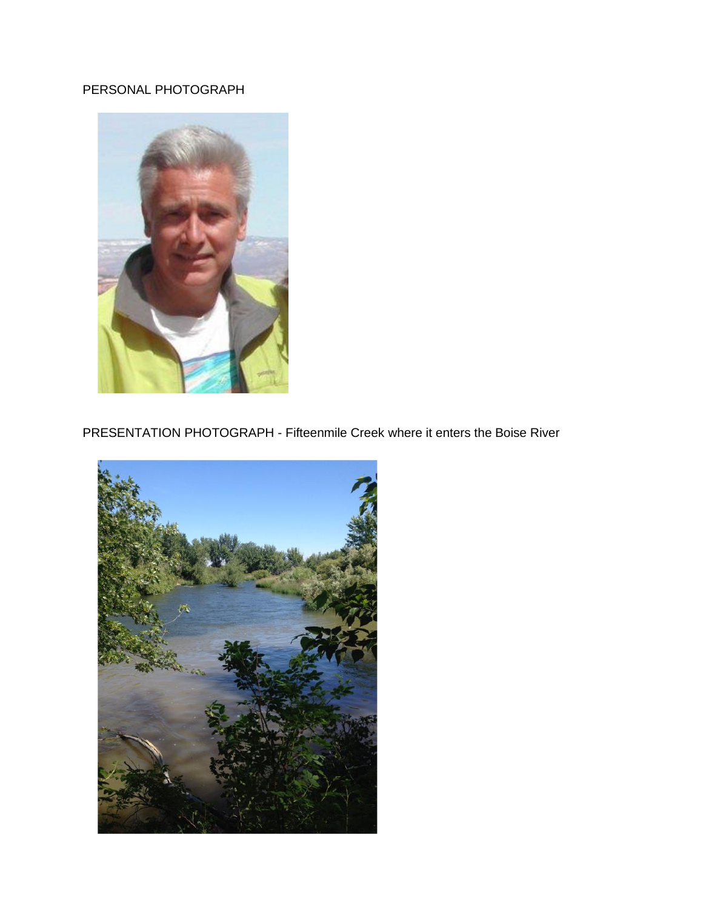PERSONAL PHOTOGRAPH

PRESENTATION PHOTOGRAPH - Fifteenmile Creek where it enters the Boise River